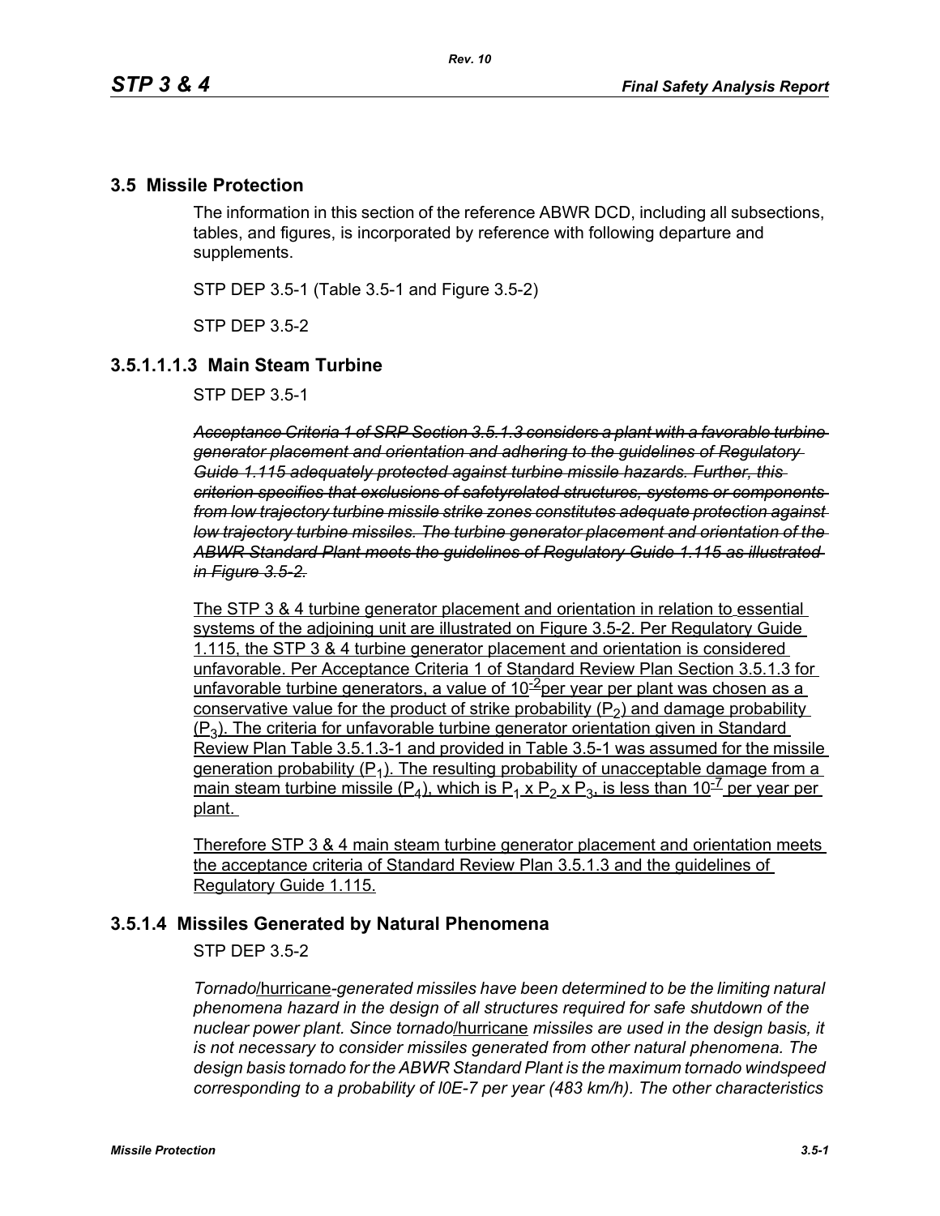## 3.5 Missile Protection

The information in this section of the reference ABWR DCD, including all subsections, tables, and figures, is incorporated by reference with following departure and supplements.

STP DEP 3.5-1 (Table 3.5-1 and Figure 3.5-2)

STP DEP 3.5-2

### 3.5.1.1.1.3 Main Steam Turbine

STP DEP 3.5-1

~~*Acceptance Criteria 1 of SRP Section 3.5.1.3 considers a plant with a favorable turbine generator placement and orientation and adhering to the guidelines of Regulatory Guide 1.115 adequately protected against turbine missile hazards. Further, this criterion specifies that exclusions of safetyrelated structures, systems or components from low trajectory turbine missile strike zones constitutes adequate protection against low trajectory turbine missiles. The turbine generator placement and orientation of the ABWR Standard Plant meets the guidelines of Regulatory Guide 1.115 as illustrated in Figure 3.5-2.*~~

The STP 3 & 4 turbine generator placement and orientation in relation to essential systems of the adjoining unit are illustrated on Figure 3.5-2. Per Regulatory Guide 1.115, the STP 3 & 4 turbine generator placement and orientation is considered unfavorable. Per Acceptance Criteria 1 of Standard Review Plan Section 3.5.1.3 for unfavorable turbine generators, a value of $10^{-2}$ per year per plant was chosen as a conservative value for the product of strike probability ($P_2$) and damage probability ($P_3$). The criteria for unfavorable turbine generator orientation given in Standard Review Plan Table 3.5.1.3-1 and provided in Table 3.5-1 was assumed for the missile generation probability ($P_1$). The resulting probability of unacceptable damage from a main steam turbine missile ($P_4$), which is $P_1 \times P_2 \times P_3$, is less than $10^{-7}$ per year per plant.

Therefore STP 3 & 4 main steam turbine generator placement and orientation meets the acceptance criteria of Standard Review Plan 3.5.1.3 and the guidelines of Regulatory Guide 1.115.

### 3.5.1.4 Missiles Generated by Natural Phenomena

STP DEP 3.5-2

*Tornado*/hurricane*-generated missiles have been determined to be the limiting natural phenomena hazard in the design of all structures required for safe shutdown of the nuclear power plant. Since tornado*/hurricane *missiles are used in the design basis, it is not necessary to consider missiles generated from other natural phenomena. The design basis tornado for the ABWR Standard Plant is the maximum tornado windspeed corresponding to a probability of l0E-7 per year (483 km/h). The other characteristics*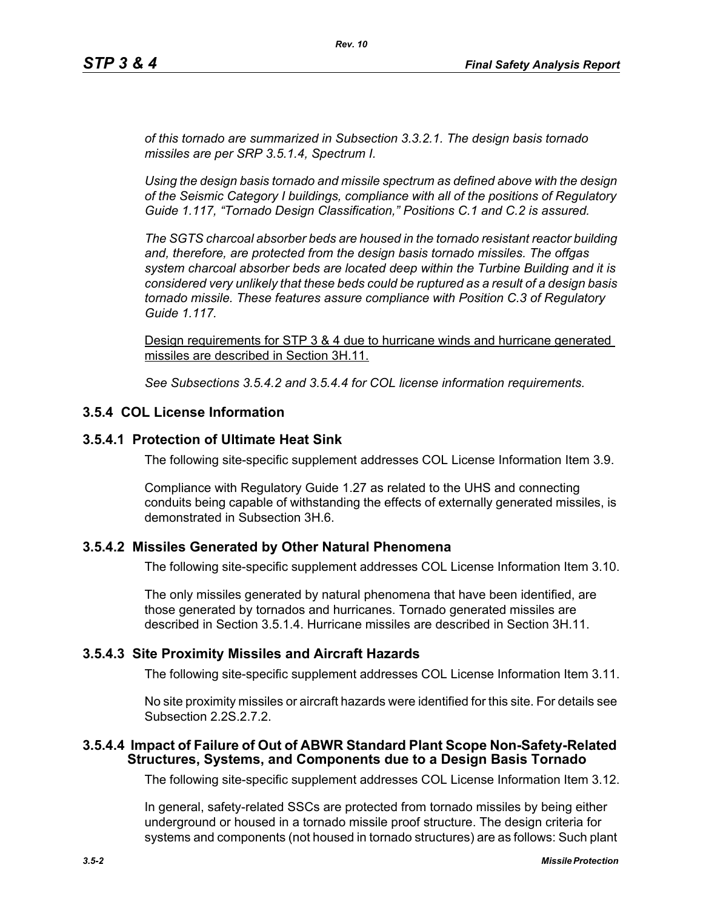*of this tornado are summarized in Subsection 3.3.2.1. The design basis tornado missiles are per SRP 3.5.1.4, Spectrum I.*

*Using the design basis tornado and missile spectrum as defined above with the design of the Seismic Category I buildings, compliance with all of the positions of Regulatory Guide 1.117, "Tornado Design Classification," Positions C.1 and C.2 is assured.*

*The SGTS charcoal absorber beds are housed in the tornado resistant reactor building and, therefore, are protected from the design basis tornado missiles. The offgas system charcoal absorber beds are located deep within the Turbine Building and it is considered very unlikely that these beds could be ruptured as a result of a design basis tornado missile. These features assure compliance with Position C.3 of Regulatory Guide 1.117.*

<u>Design requirements for STP 3 & 4 due to hurricane winds and hurricane generated missiles are described in Section 3H.11.</u>

*See Subsections 3.5.4.2 and 3.5.4.4 for COL license information requirements.*

## 3.5.4 COL License Information

### 3.5.4.1 Protection of Ultimate Heat Sink

The following site-specific supplement addresses COL License Information Item 3.9.

Compliance with Regulatory Guide 1.27 as related to the UHS and connecting conduits being capable of withstanding the effects of externally generated missiles, is demonstrated in Subsection 3H.6.

### 3.5.4.2 Missiles Generated by Other Natural Phenomena

The following site-specific supplement addresses COL License Information Item 3.10.

The only missiles generated by natural phenomena that have been identified, are those generated by tornados and hurricanes. Tornado generated missiles are described in Section 3.5.1.4. Hurricane missiles are described in Section 3H.11.

### 3.5.4.3 Site Proximity Missiles and Aircraft Hazards

The following site-specific supplement addresses COL License Information Item 3.11.

No site proximity missiles or aircraft hazards were identified for this site. For details see Subsection 2.2S.2.7.2.

### 3.5.4.4 Impact of Failure of Out of ABWR Standard Plant Scope Non-Safety-Related Structures, Systems, and Components due to a Design Basis Tornado

The following site-specific supplement addresses COL License Information Item 3.12.

In general, safety-related SSCs are protected from tornado missiles by being either underground or housed in a tornado missile proof structure. The design criteria for systems and components (not housed in tornado structures) are as follows: Such plant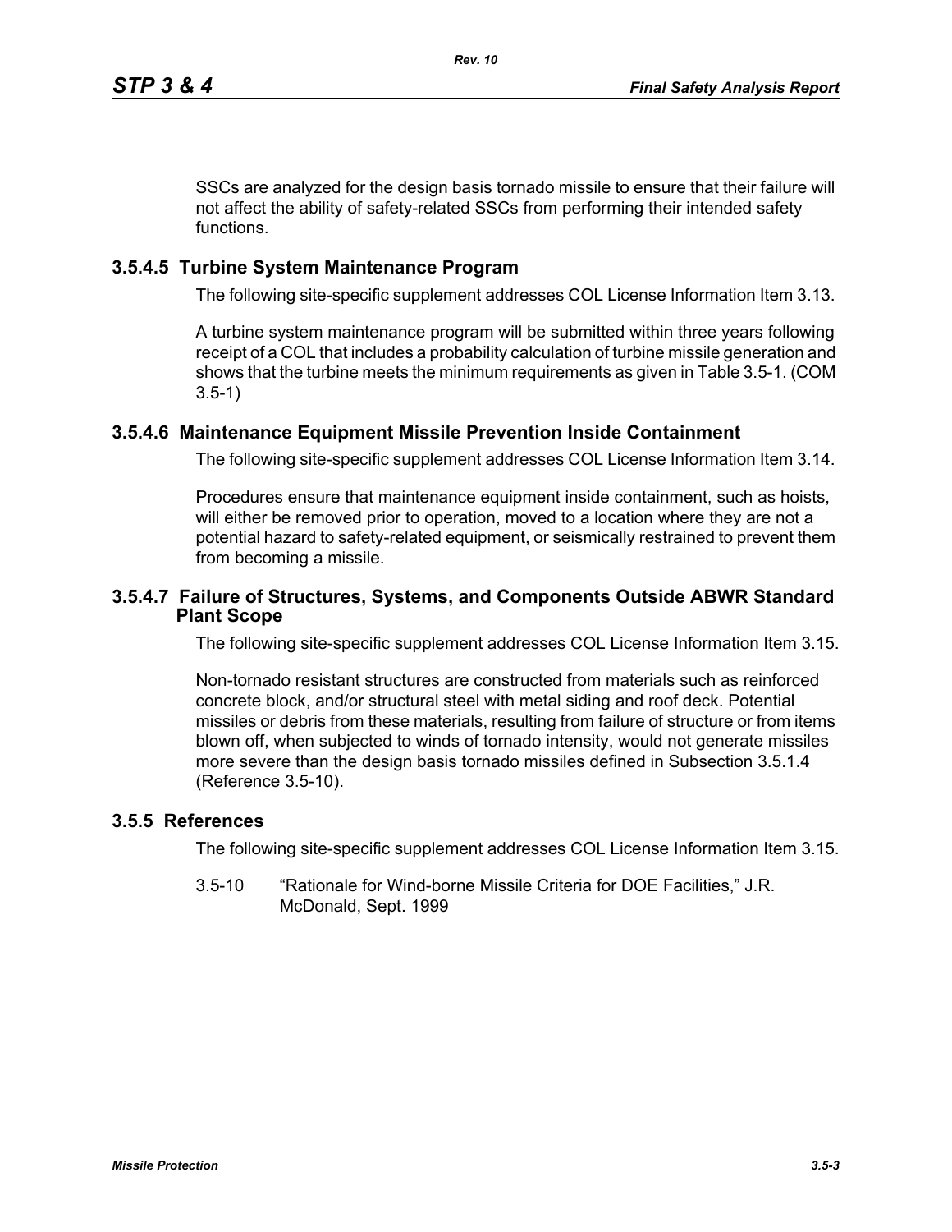SSCs are analyzed for the design basis tornado missile to ensure that their failure will not affect the ability of safety-related SSCs from performing their intended safety functions.

### 3.5.4.5 Turbine System Maintenance Program

The following site-specific supplement addresses COL License Information Item 3.13.

A turbine system maintenance program will be submitted within three years following receipt of a COL that includes a probability calculation of turbine missile generation and shows that the turbine meets the minimum requirements as given in Table 3.5-1. (COM 3.5-1)

### 3.5.4.6 Maintenance Equipment Missile Prevention Inside Containment

The following site-specific supplement addresses COL License Information Item 3.14.

Procedures ensure that maintenance equipment inside containment, such as hoists, will either be removed prior to operation, moved to a location where they are not a potential hazard to safety-related equipment, or seismically restrained to prevent them from becoming a missile.

### 3.5.4.7 Failure of Structures, Systems, and Components Outside ABWR Standard Plant Scope

The following site-specific supplement addresses COL License Information Item 3.15.

Non-tornado resistant structures are constructed from materials such as reinforced concrete block, and/or structural steel with metal siding and roof deck. Potential missiles or debris from these materials, resulting from failure of structure or from items blown off, when subjected to winds of tornado intensity, would not generate missiles more severe than the design basis tornado missiles defined in Subsection 3.5.1.4 (Reference 3.5-10).

## 3.5.5 References

The following site-specific supplement addresses COL License Information Item 3.15.

3.5-10 “Rationale for Wind-borne Missile Criteria for DOE Facilities,” J.R. McDonald, Sept. 1999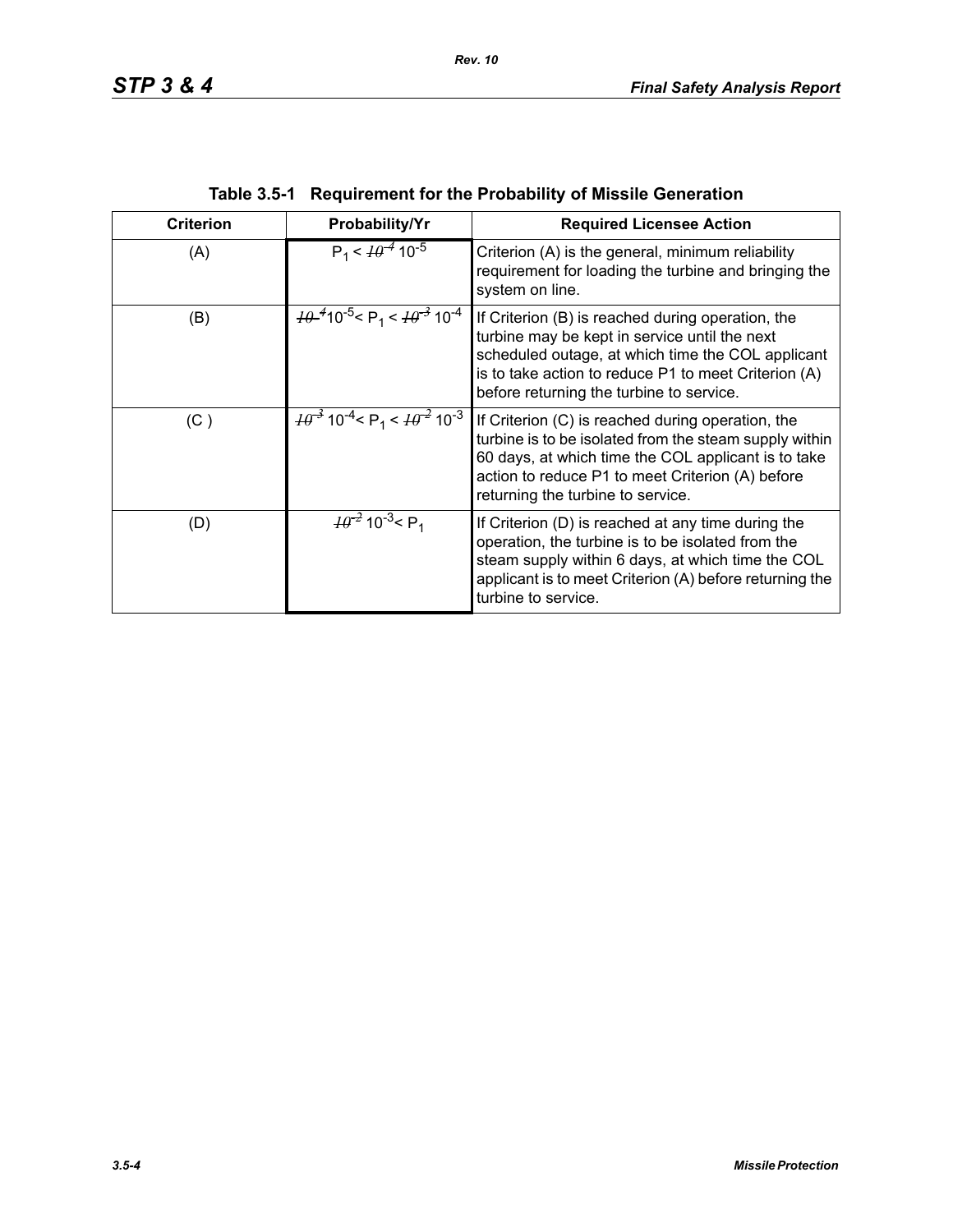**Table 3.5-1 Requirement for the Probability of Missile Generation**

| Criterion | Probability/Yr | Required Licensee Action |
|---|---|---|
| (A) | $P_1 <$ ~~$10^{-4}$~~ $10^{-5}$ | Criterion (A) is the general, minimum reliability requirement for loading the turbine and bringing the system on line. |
| (B) | ~~$10^{-4}$~~ $10^{-5} < P_1 <$ ~~$10^{-3}$~~ $10^{-4}$ | If Criterion (B) is reached during operation, the turbine may be kept in service until the next scheduled outage, at which time the COL applicant is to take action to reduce P1 to meet Criterion (A) before returning the turbine to service. |
| (C ) | ~~$10^{-3}$~~ $10^{-4} < P_1 <$ ~~$10^{-2}$~~ $10^{-3}$ | If Criterion (C) is reached during operation, the turbine is to be isolated from the steam supply within 60 days, at which time the COL applicant is to take action to reduce P1 to meet Criterion (A) before returning the turbine to service. |
| (D) | ~~$10^{-2}$~~ $10^{-3} < P_1$ | If Criterion (D) is reached at any time during the operation, the turbine is to be isolated from the steam supply within 6 days, at which time the COL applicant is to meet Criterion (A) before returning the turbine to service. |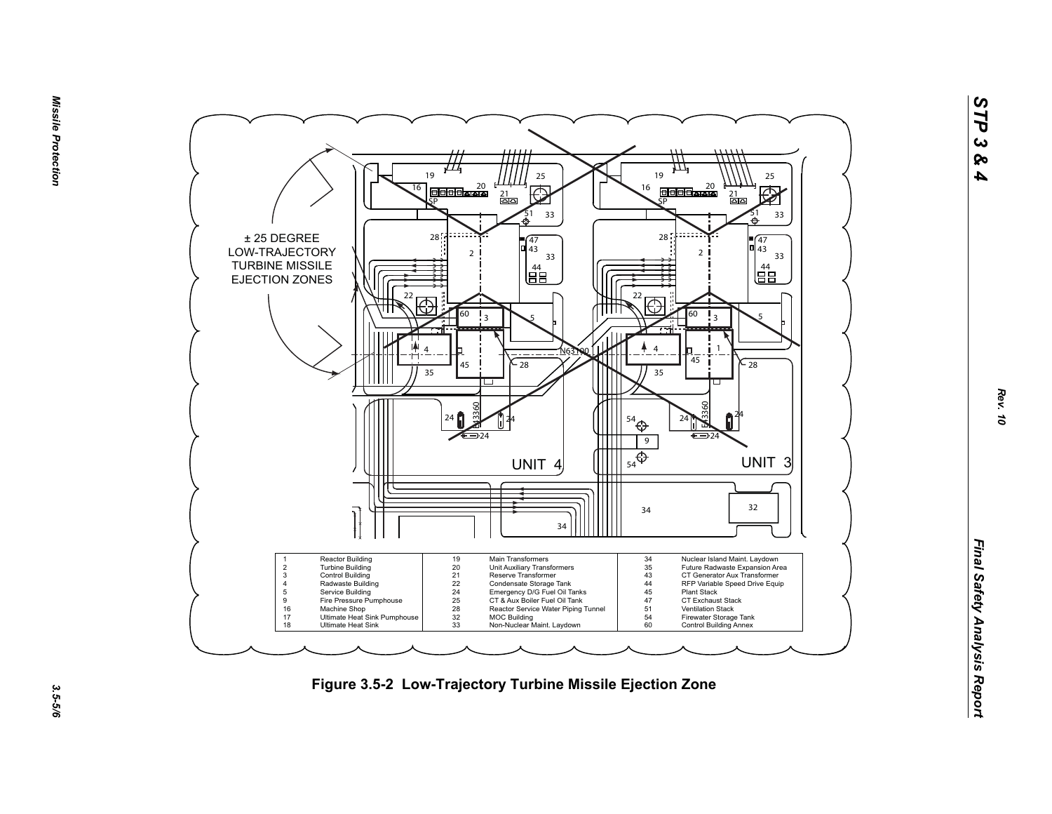± 25 DEGREE LOW-TRAJECTORY TURBINE MISSILE EJECTION ZONES

UNIT 4

UNIT 3

N63100

E43360

| | | | | | |
|---|---|---|---|---|---|
| 1 | Reactor Building | 19 | Main Transformers | 34 | Nuclear Island Maint. Laydown |
| 2 | Turbine Building | 20 | Unit Auxiliary Transformers | 35 | Future Radwaste Expansion Area |
| 3 | Control Building | 21 | Reserve Transformer | 43 | CT Generator Aux Transformer |
| 4 | Radwaste Building | 22 | Condensate Storage Tank | 44 | RFP Variable Speed Drive Equip |
| 5 | Service Building | 24 | Emergency D/G Fuel Oil Tanks | 45 | Plant Stack |
| 9 | Fire Pressure Pumphouse | 25 | CT & Aux Boiler Fuel Oil Tank | 47 | CT Exhaust Stack |
| 16 | Machine Shop | 28 | Reactor Service Water Piping Tunnel | 51 | Ventilation Stack |
| 17 | Ultimate Heat Sink Pumphouse | 32 | MOC Building | 54 | Firewater Storage Tank |
| 18 | Ultimate Heat Sink | 33 | Non-Nuclear Maint. Laydown | 60 | Control Building Annex |

**Figure 3.5-2 Low-Trajectory Turbine Missile Ejection Zone**